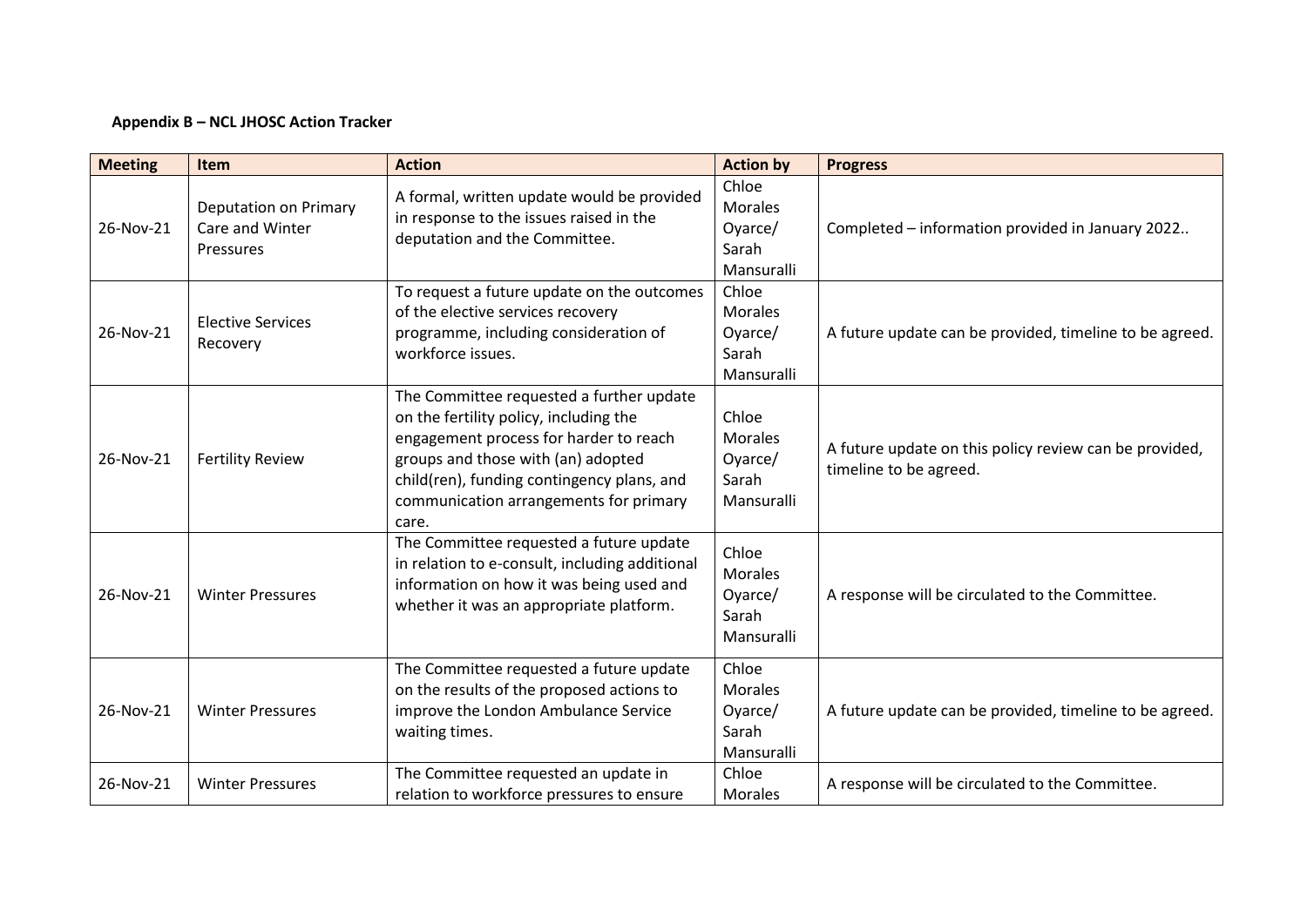**Appendix B – NCL JHOSC Action Tracker**

| Meeting | Item | Action | Action by | Progress |
|---|---|---|---|---|
| 26-Nov-21 | Deputation on Primary Care and Winter Pressures | A formal, written update would be provided in response to the issues raised in the deputation and the Committee. | Chloe Morales Oyarce/ Sarah Mansuralli | Completed – information provided in January 2022.. |
| 26-Nov-21 | Elective Services Recovery | To request a future update on the outcomes of the elective services recovery programme, including consideration of workforce issues. | Chloe Morales Oyarce/ Sarah Mansuralli | A future update can be provided, timeline to be agreed. |
| 26-Nov-21 | Fertility Review | The Committee requested a further update on the fertility policy, including the engagement process for harder to reach groups and those with (an) adopted child(ren), funding contingency plans, and communication arrangements for primary care. | Chloe Morales Oyarce/ Sarah Mansuralli | A future update on this policy review can be provided, timeline to be agreed. |
| 26-Nov-21 | Winter Pressures | The Committee requested a future update in relation to e-consult, including additional information on how it was being used and whether it was an appropriate platform. | Chloe Morales Oyarce/ Sarah Mansuralli | A response will be circulated to the Committee. |
| 26-Nov-21 | Winter Pressures | The Committee requested a future update on the results of the proposed actions to improve the London Ambulance Service waiting times. | Chloe Morales Oyarce/ Sarah Mansuralli | A future update can be provided, timeline to be agreed. |
| 26-Nov-21 | Winter Pressures | The Committee requested an update in relation to workforce pressures to ensure | Chloe Morales | A response will be circulated to the Committee. |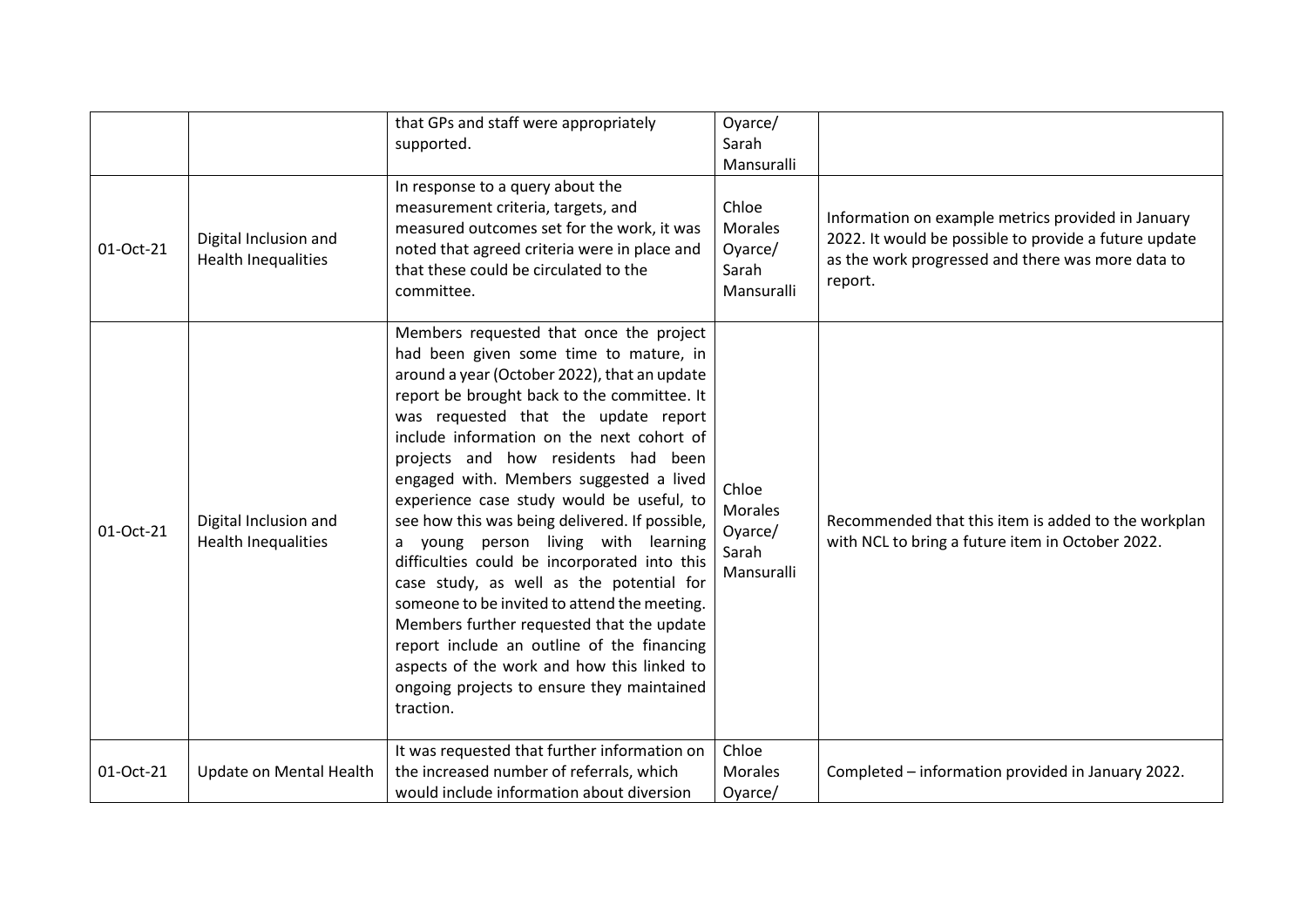|  |  |  |  |  |
|---|---|---|---|---|
|  |  | that GPs and staff were appropriately supported. | Oyarce/ Sarah Mansuralli |  |
| 01-Oct-21 | Digital Inclusion and Health Inequalities | In response to a query about the measurement criteria, targets, and measured outcomes set for the work, it was noted that agreed criteria were in place and that these could be circulated to the committee. | Chloe Morales Oyarce/ Sarah Mansuralli | Information on example metrics provided in January 2022. It would be possible to provide a future update as the work progressed and there was more data to report. |
| 01-Oct-21 | Digital Inclusion and Health Inequalities | Members requested that once the project had been given some time to mature, in around a year (October 2022), that an update report be brought back to the committee. It was requested that the update report include information on the next cohort of projects and how residents had been engaged with. Members suggested a lived experience case study would be useful, to see how this was being delivered. If possible, a young person living with learning difficulties could be incorporated into this case study, as well as the potential for someone to be invited to attend the meeting. Members further requested that the update report include an outline of the financing aspects of the work and how this linked to ongoing projects to ensure they maintained traction. | Chloe Morales Oyarce/ Sarah Mansuralli | Recommended that this item is added to the workplan with NCL to bring a future item in October 2022. |
| 01-Oct-21 | Update on Mental Health | It was requested that further information on the increased number of referrals, which would include information about diversion | Chloe Morales Oyarce/ | Completed – information provided in January 2022. |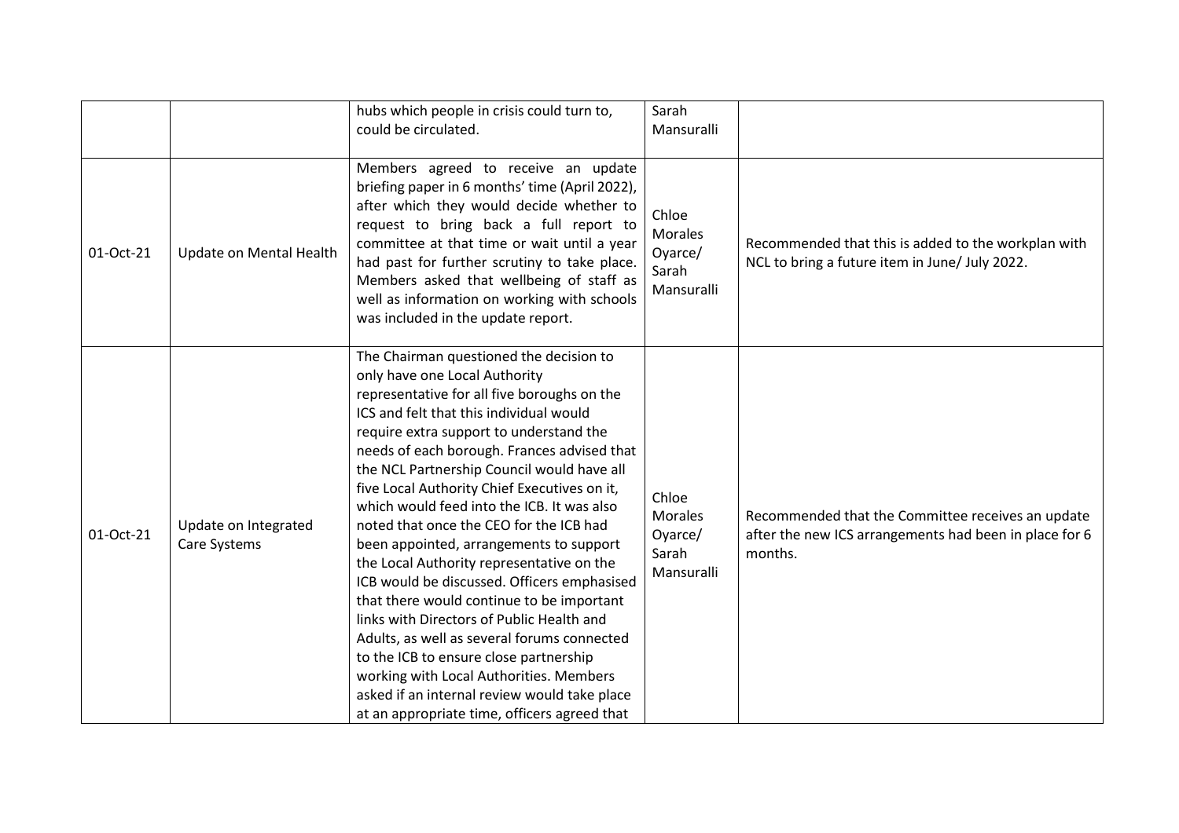| | | | | |
|---|---|---|---|---|
| | | hubs which people in crisis could turn to, could be circulated. | Sarah Mansuralli | |
| 01-Oct-21 | Update on Mental Health | Members agreed to receive an update briefing paper in 6 months' time (April 2022), after which they would decide whether to request to bring back a full report to committee at that time or wait until a year had past for further scrutiny to take place. Members asked that wellbeing of staff as well as information on working with schools was included in the update report. | Chloe Morales Oyarce/ Sarah Mansuralli | Recommended that this is added to the workplan with NCL to bring a future item in June/ July 2022. |
| 01-Oct-21 | Update on Integrated Care Systems | The Chairman questioned the decision to only have one Local Authority representative for all five boroughs on the ICS and felt that this individual would require extra support to understand the needs of each borough. Frances advised that the NCL Partnership Council would have all five Local Authority Chief Executives on it, which would feed into the ICB. It was also noted that once the CEO for the ICB had been appointed, arrangements to support the Local Authority representative on the ICB would be discussed. Officers emphasised that there would continue to be important links with Directors of Public Health and Adults, as well as several forums connected to the ICB to ensure close partnership working with Local Authorities. Members asked if an internal review would take place at an appropriate time, officers agreed that | Chloe Morales Oyarce/ Sarah Mansuralli | Recommended that the Committee receives an update after the new ICS arrangements had been in place for 6 months. |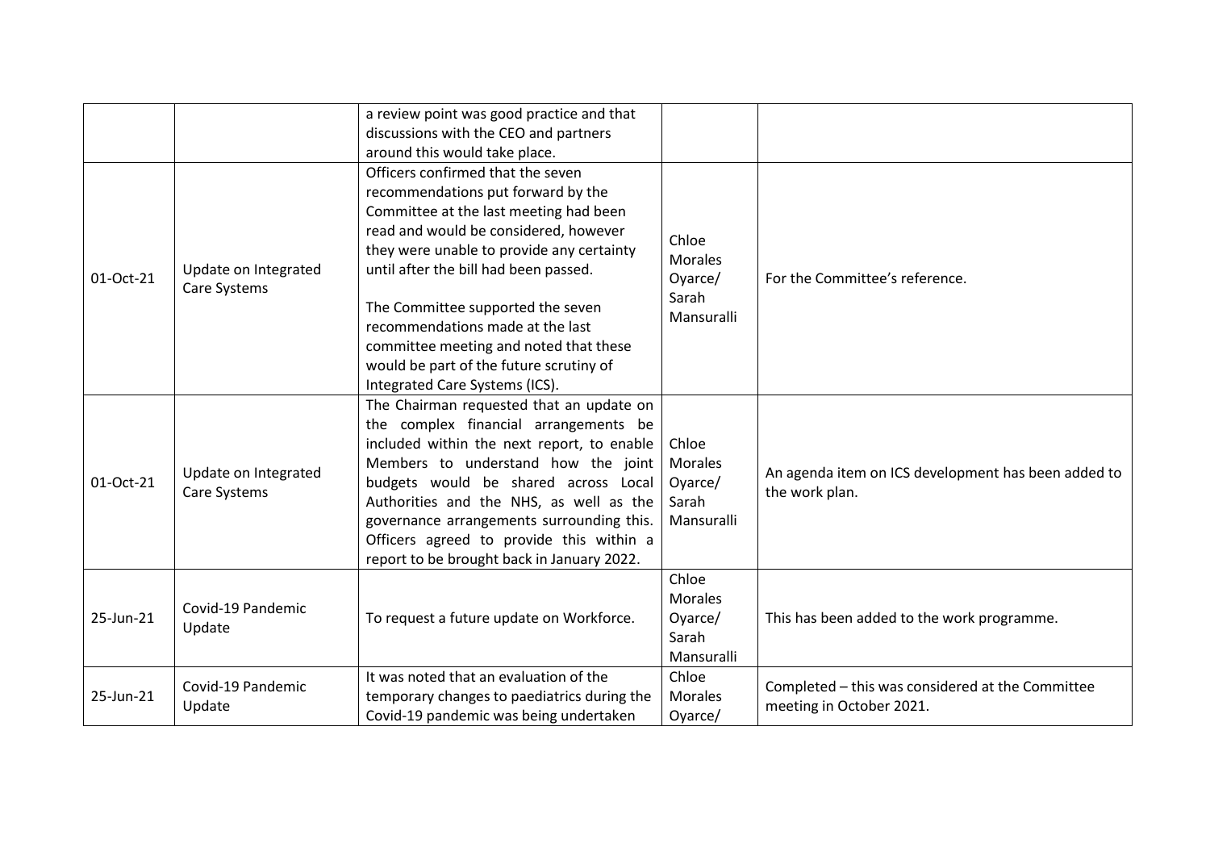| | | | | |
|---|---|---|---|---|
| | | a review point was good practice and that discussions with the CEO and partners around this would take place. | | |
| 01-Oct-21 | Update on Integrated Care Systems | Officers confirmed that the seven recommendations put forward by the Committee at the last meeting had been read and would be considered, however they were unable to provide any certainty until after the bill had been passed.<br><br>The Committee supported the seven recommendations made at the last committee meeting and noted that these would be part of the future scrutiny of Integrated Care Systems (ICS). | Chloe Morales Oyarce/ Sarah Mansuralli | For the Committee's reference. |
| 01-Oct-21 | Update on Integrated Care Systems | The Chairman requested that an update on the complex financial arrangements be included within the next report, to enable Members to understand how the joint budgets would be shared across Local Authorities and the NHS, as well as the governance arrangements surrounding this. Officers agreed to provide this within a report to be brought back in January 2022. | Chloe Morales Oyarce/ Sarah Mansuralli | An agenda item on ICS development has been added to the work plan. |
| 25-Jun-21 | Covid-19 Pandemic Update | To request a future update on Workforce. | Chloe Morales Oyarce/ Sarah Mansuralli | This has been added to the work programme. |
| 25-Jun-21 | Covid-19 Pandemic Update | It was noted that an evaluation of the temporary changes to paediatrics during the Covid-19 pandemic was being undertaken | Chloe Morales Oyarce/ | Completed – this was considered at the Committee meeting in October 2021. |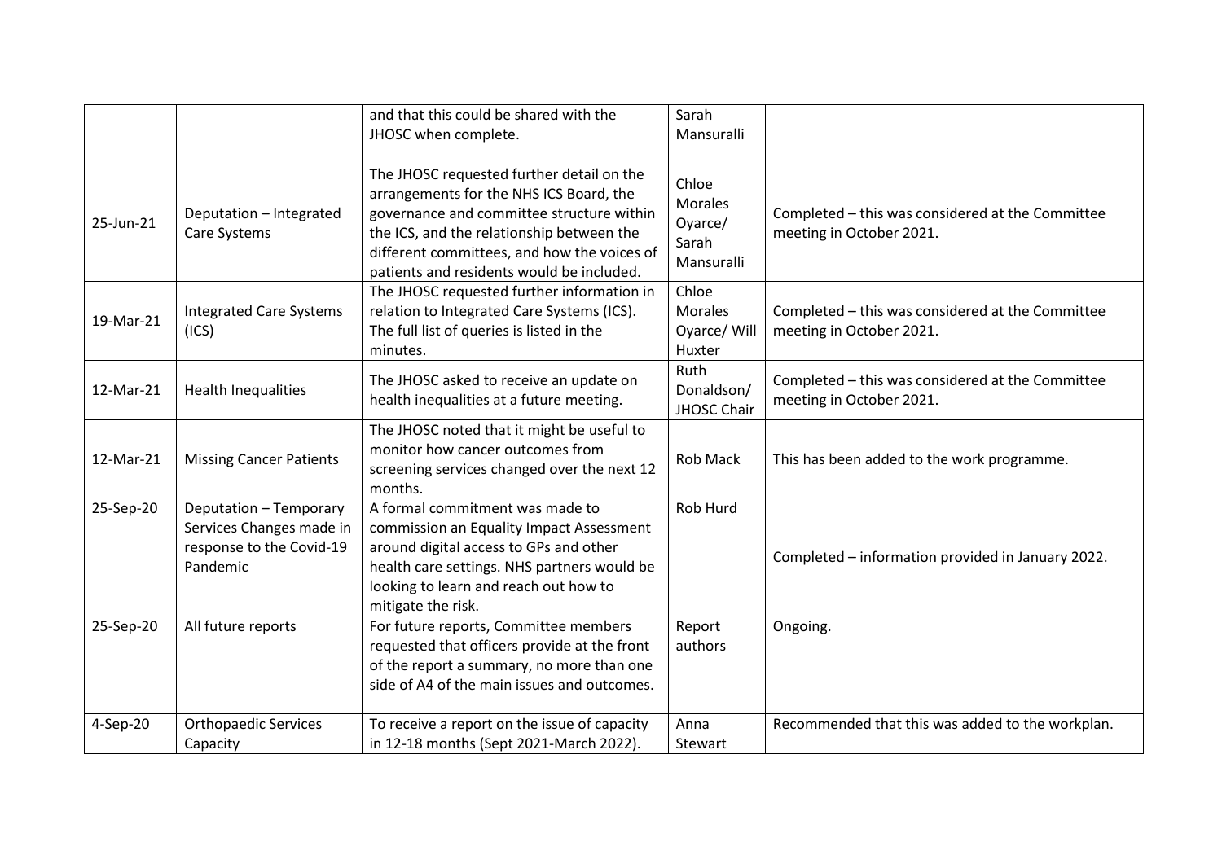| | | | | |
|---|---|---|---|---|
| | | and that this could be shared with the JHOSC when complete. | Sarah Mansuralli | |
| 25-Jun-21 | Deputation – Integrated Care Systems | The JHOSC requested further detail on the arrangements for the NHS ICS Board, the governance and committee structure within the ICS, and the relationship between the different committees, and how the voices of patients and residents would be included. | Chloe Morales Oyarce/ Sarah Mansuralli | Completed – this was considered at the Committee meeting in October 2021. |
| 19-Mar-21 | Integrated Care Systems (ICS) | The JHOSC requested further information in relation to Integrated Care Systems (ICS). The full list of queries is listed in the minutes. | Chloe Morales Oyarce/ Will Huxter | Completed – this was considered at the Committee meeting in October 2021. |
| 12-Mar-21 | Health Inequalities | The JHOSC asked to receive an update on health inequalities at a future meeting. | Ruth Donaldson/ JHOSC Chair | Completed – this was considered at the Committee meeting in October 2021. |
| 12-Mar-21 | Missing Cancer Patients | The JHOSC noted that it might be useful to monitor how cancer outcomes from screening services changed over the next 12 months. | Rob Mack | This has been added to the work programme. |
| 25-Sep-20 | Deputation – Temporary Services Changes made in response to the Covid-19 Pandemic | A formal commitment was made to commission an Equality Impact Assessment around digital access to GPs and other health care settings. NHS partners would be looking to learn and reach out how to mitigate the risk. | Rob Hurd | Completed – information provided in January 2022. |
| 25-Sep-20 | All future reports | For future reports, Committee members requested that officers provide at the front of the report a summary, no more than one side of A4 of the main issues and outcomes. | Report authors | Ongoing. |
| 4-Sep-20 | Orthopaedic Services Capacity | To receive a report on the issue of capacity in 12-18 months (Sept 2021-March 2022). | Anna Stewart | Recommended that this was added to the workplan. |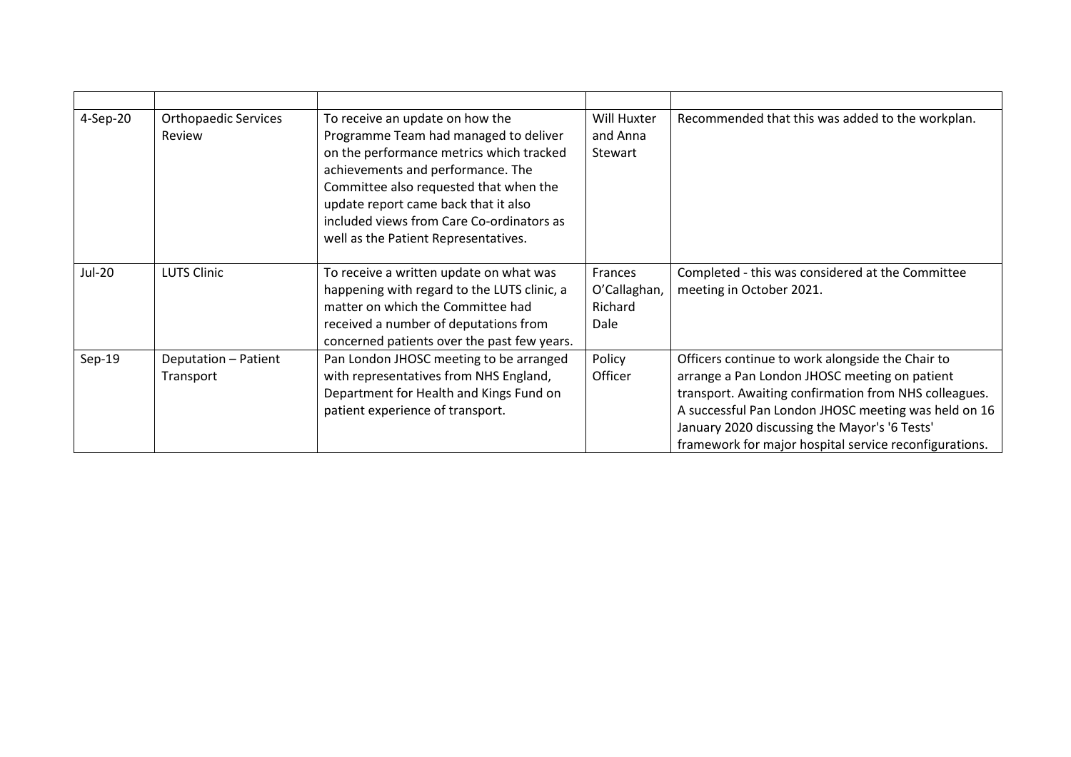| | | | | |
|---|---|---|---|---|
| 4-Sep-20 | Orthopaedic Services Review | To receive an update on how the Programme Team had managed to deliver on the performance metrics which tracked achievements and performance. The Committee also requested that when the update report came back that it also included views from Care Co-ordinators as well as the Patient Representatives. | Will Huxter and Anna Stewart | Recommended that this was added to the workplan. |
| Jul-20 | LUTS Clinic | To receive a written update on what was happening with regard to the LUTS clinic, a matter on which the Committee had received a number of deputations from concerned patients over the past few years. | Frances O'Callaghan, Richard Dale | Completed - this was considered at the Committee meeting in October 2021. |
| Sep-19 | Deputation – Patient Transport | Pan London JHOSC meeting to be arranged with representatives from NHS England, Department for Health and Kings Fund on patient experience of transport. | Policy Officer | Officers continue to work alongside the Chair to arrange a Pan London JHOSC meeting on patient transport. Awaiting confirmation from NHS colleagues. A successful Pan London JHOSC meeting was held on 16 January 2020 discussing the Mayor's '6 Tests' framework for major hospital service reconfigurations. |